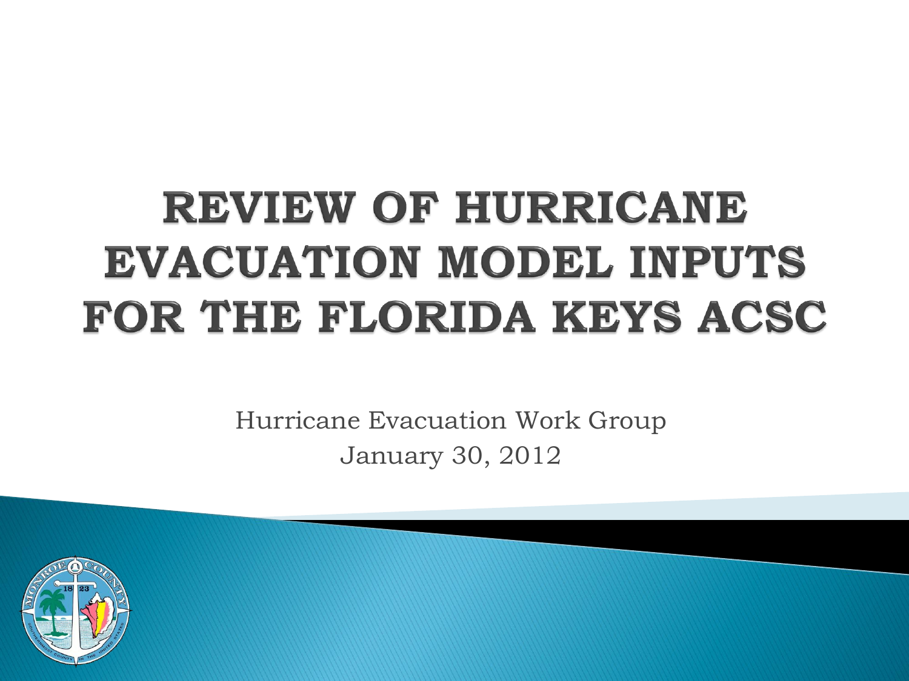# REVIEW OF HURRICANE EVACUATION MODEL INPUTS FOR THE FLORIDA KEYS ACSC

Hurricane Evacuation Work Group

January 30, 2012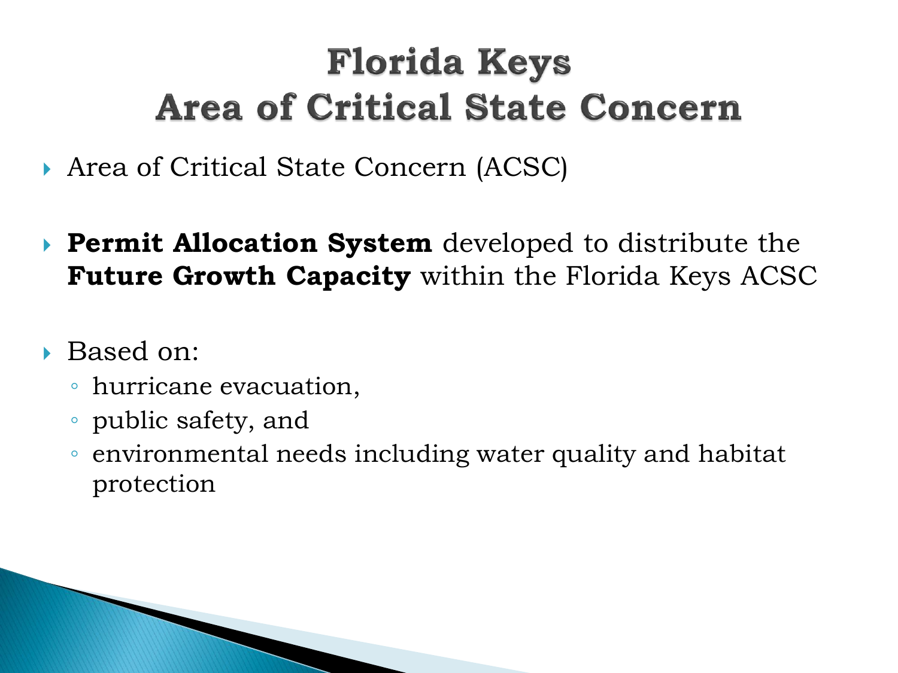# Florida Keys Area of Critical State Concern

- Area of Critical State Concern (ACSC)
- **Permit Allocation System** developed to distribute the **Future Growth Capacity** within the Florida Keys ACSC
- Based on:
  - hurricane evacuation,
  - public safety, and
  - environmental needs including water quality and habitat protection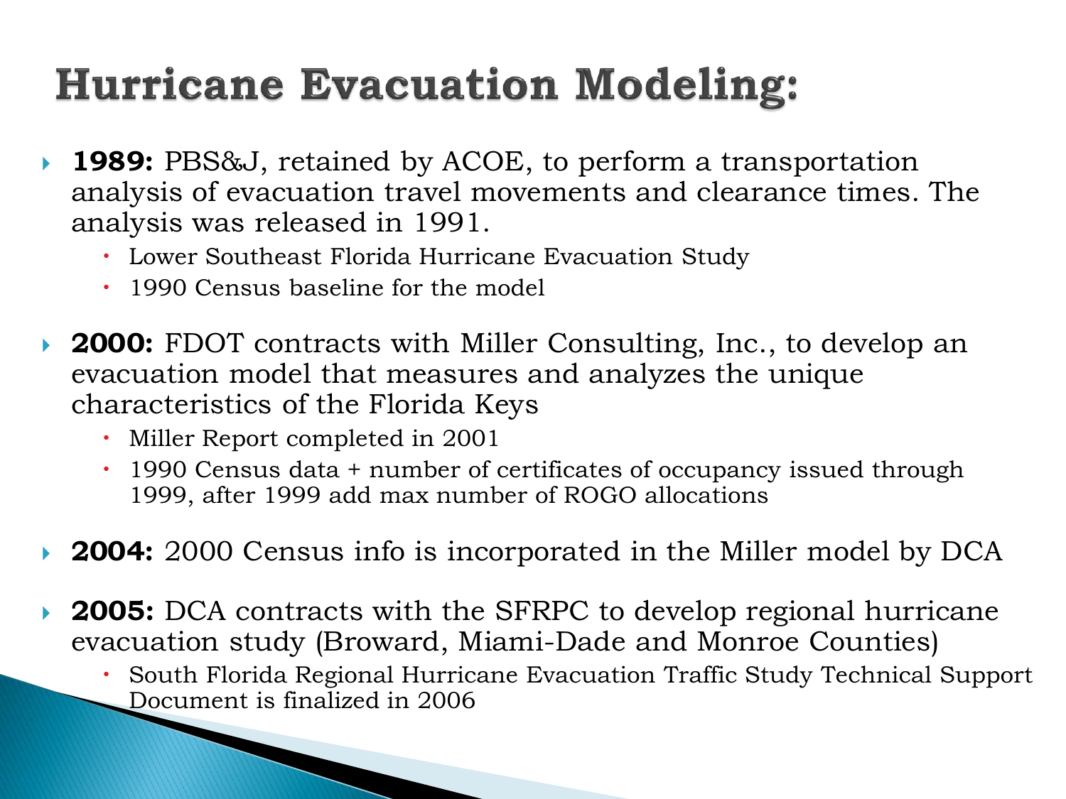# Hurricane Evacuation Modeling:

- **1989:** PBS&J, retained by ACOE, to perform a transportation analysis of evacuation travel movements and clearance times. The analysis was released in 1991.
  - Lower Southeast Florida Hurricane Evacuation Study
  - 1990 Census baseline for the model

- **2000:** FDOT contracts with Miller Consulting, Inc., to develop an evacuation model that measures and analyzes the unique characteristics of the Florida Keys
  - Miller Report completed in 2001
  - 1990 Census data + number of certificates of occupancy issued through 1999, after 1999 add max number of ROGO allocations

- **2004:** 2000 Census info is incorporated in the Miller model by DCA

- **2005:** DCA contracts with the SFRPC to develop regional hurricane evacuation study (Broward, Miami-Dade and Monroe Counties)
  - South Florida Regional Hurricane Evacuation Traffic Study Technical Support Document is finalized in 2006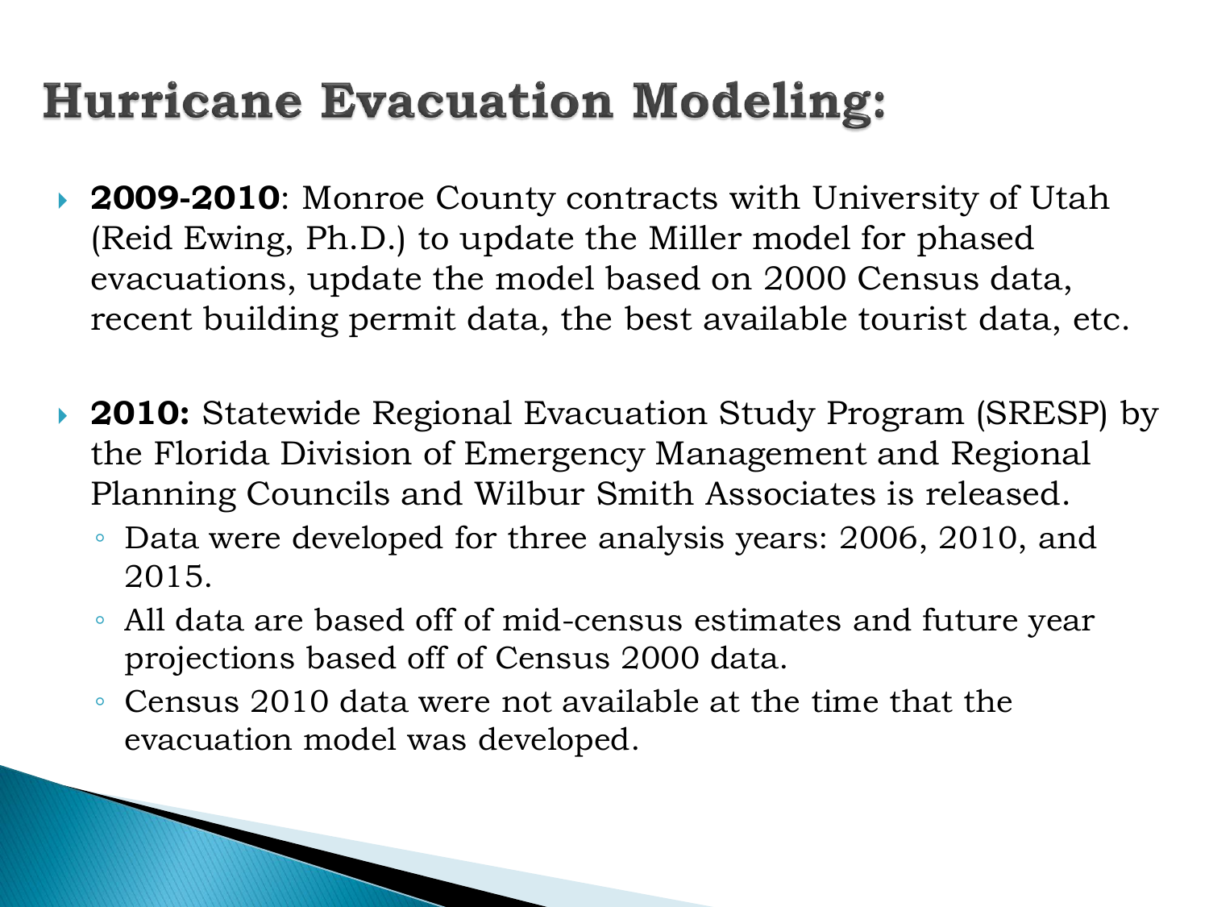# Hurricane Evacuation Modeling:

- **2009-2010**: Monroe County contracts with University of Utah (Reid Ewing, Ph.D.) to update the Miller model for phased evacuations, update the model based on 2000 Census data, recent building permit data, the best available tourist data, etc.

- **2010:** Statewide Regional Evacuation Study Program (SRESP) by the Florida Division of Emergency Management and Regional Planning Councils and Wilbur Smith Associates is released.
  - Data were developed for three analysis years: 2006, 2010, and 2015.
  - All data are based off of mid-census estimates and future year projections based off of Census 2000 data.
  - Census 2010 data were not available at the time that the evacuation model was developed.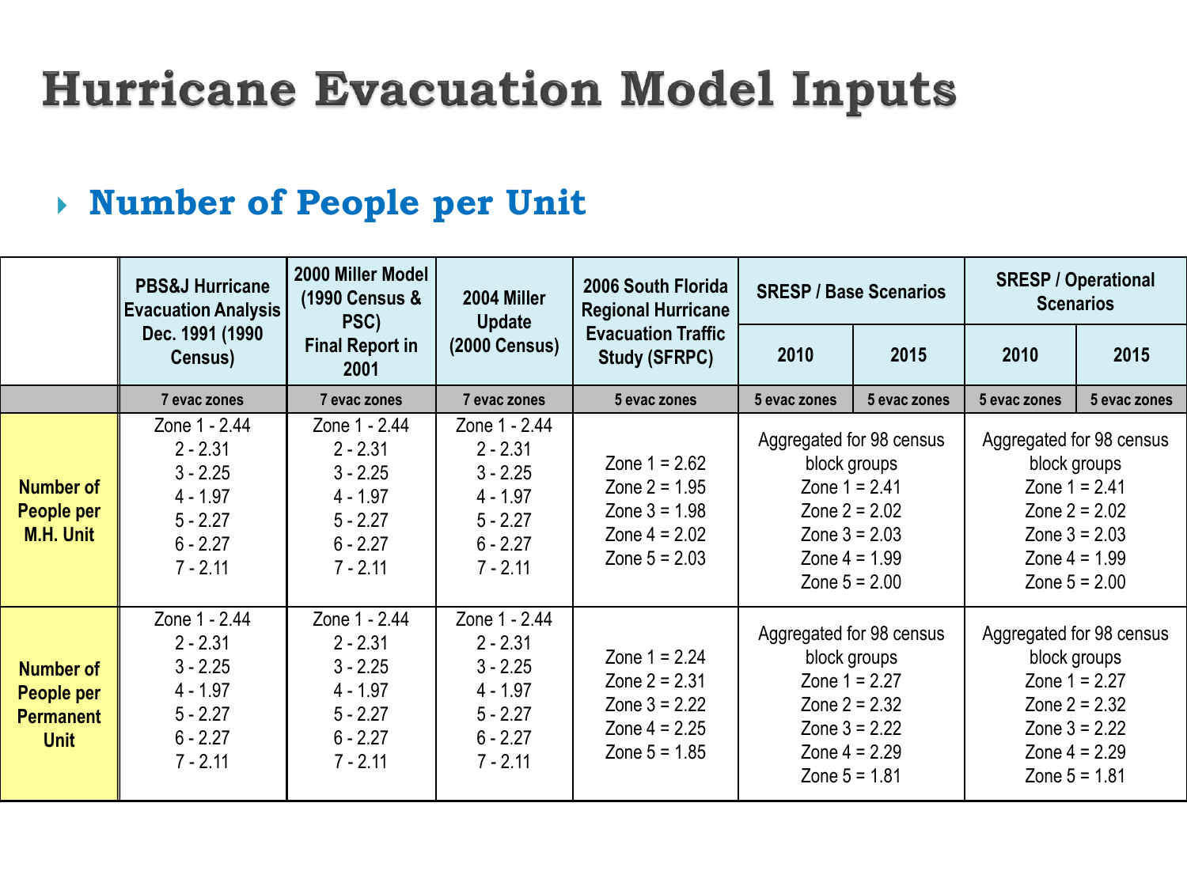# Hurricane Evacuation Model Inputs

## Number of People per Unit

| | PBS&J Hurricane Evacuation Analysis Dec. 1991 (1990 Census) | 2000 Miller Model (1990 Census & PSC) Final Report in 2001 | 2004 Miller Update (2000 Census) | 2006 South Florida Regional Hurricane Evacuation Traffic Study (SFRPC) | SRESP / Base Scenarios | | SRESP / Operational Scenarios | |
|---|---|---|---|---|---|---|---|---|
| | | | | | 2010 | 2015 | 2010 | 2015 |
| | 7 evac zones | 7 evac zones | 7 evac zones | 5 evac zones | 5 evac zones | 5 evac zones | 5 evac zones | 5 evac zones |
| **Number of People per M.H. Unit** | Zone 1 - 2.44<br>2 - 2.31<br>3 - 2.25<br>4 - 1.97<br>5 - 2.27<br>6 - 2.27<br>7 - 2.11 | Zone 1 - 2.44<br>2 - 2.31<br>3 - 2.25<br>4 - 1.97<br>5 - 2.27<br>6 - 2.27<br>7 - 2.11 | Zone 1 - 2.44<br>2 - 2.31<br>3 - 2.25<br>4 - 1.97<br>5 - 2.27<br>6 - 2.27<br>7 - 2.11 | Zone 1 = 2.62<br>Zone 2 = 1.95<br>Zone 3 = 1.98<br>Zone 4 = 2.02<br>Zone 5 = 2.03 | Aggregated for 98 census block groups<br>Zone 1 = 2.41<br>Zone 2 = 2.02<br>Zone 3 = 2.03<br>Zone 4 = 1.99<br>Zone 5 = 2.00 | | Aggregated for 98 census block groups<br>Zone 1 = 2.41<br>Zone 2 = 2.02<br>Zone 3 = 2.03<br>Zone 4 = 1.99<br>Zone 5 = 2.00 | |
| **Number of People per Permanent Unit** | Zone 1 - 2.44<br>2 - 2.31<br>3 - 2.25<br>4 - 1.97<br>5 - 2.27<br>6 - 2.27<br>7 - 2.11 | Zone 1 - 2.44<br>2 - 2.31<br>3 - 2.25<br>4 - 1.97<br>5 - 2.27<br>6 - 2.27<br>7 - 2.11 | Zone 1 - 2.44<br>2 - 2.31<br>3 - 2.25<br>4 - 1.97<br>5 - 2.27<br>6 - 2.27<br>7 - 2.11 | Zone 1 = 2.24<br>Zone 2 = 2.31<br>Zone 3 = 2.22<br>Zone 4 = 2.25<br>Zone 5 = 1.85 | Aggregated for 98 census block groups<br>Zone 1 = 2.27<br>Zone 2 = 2.32<br>Zone 3 = 2.22<br>Zone 4 = 2.29<br>Zone 5 = 1.81 | | Aggregated for 98 census block groups<br>Zone 1 = 2.27<br>Zone 2 = 2.32<br>Zone 3 = 2.22<br>Zone 4 = 2.29<br>Zone 5 = 1.81 | |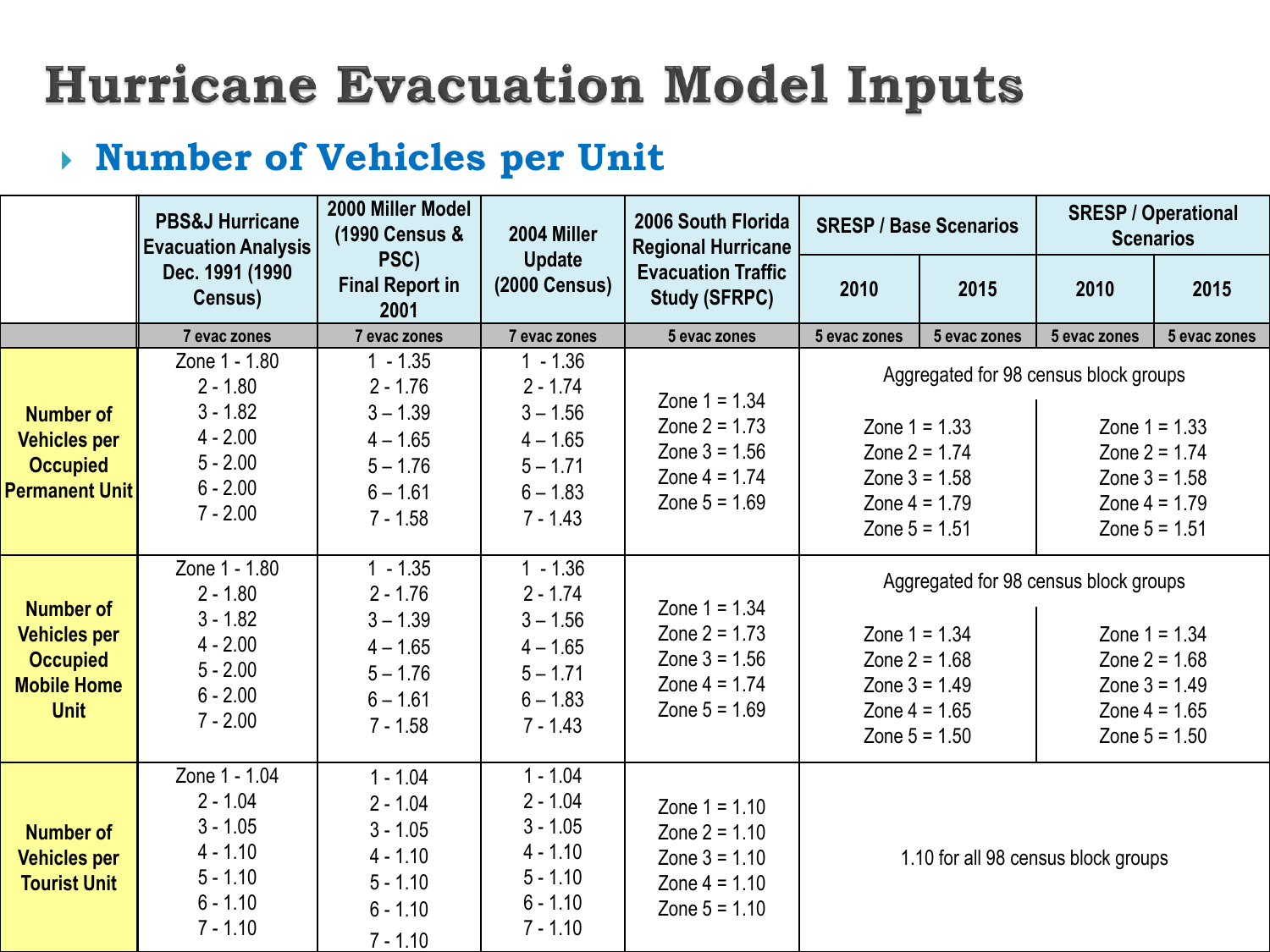# Hurricane Evacuation Model Inputs

## Number of Vehicles per Unit

| | PBS&J Hurricane Evacuation Analysis Dec. 1991 (1990 Census) | 2000 Miller Model (1990 Census & PSC) Final Report in 2001 | 2004 Miller Update (2000 Census) | 2006 South Florida Regional Hurricane Evacuation Traffic Study (SFRPC) | SRESP / Base Scenarios | | SRESP / Operational Scenarios | |
|---|---|---|---|---|---|---|---|---|
| | | | | | 2010 | 2015 | 2010 | 2015 |
| | 7 evac zones | 7 evac zones | 7 evac zones | 5 evac zones | 5 evac zones | 5 evac zones | 5 evac zones | 5 evac zones |
| **Number of Vehicles per Occupied Permanent Unit** | Zone 1 - 1.80<br>2 - 1.80<br>3 - 1.82<br>4 - 2.00<br>5 - 2.00<br>6 - 2.00<br>7 - 2.00 | 1 - 1.35<br>2 - 1.76<br>3 – 1.39<br>4 – 1.65<br>5 – 1.76<br>6 – 1.61<br>7 - 1.58 | 1 - 1.36<br>2 - 1.74<br>3 – 1.56<br>4 – 1.65<br>5 – 1.71<br>6 – 1.83<br>7 - 1.43 | Zone 1 = 1.34<br>Zone 2 = 1.73<br>Zone 3 = 1.56<br>Zone 4 = 1.74<br>Zone 5 = 1.69 | Aggregated for 98 census block groups<br>Zone 1 = 1.33<br>Zone 2 = 1.74<br>Zone 3 = 1.58<br>Zone 4 = 1.79<br>Zone 5 = 1.51 | | Zone 1 = 1.33<br>Zone 2 = 1.74<br>Zone 3 = 1.58<br>Zone 4 = 1.79<br>Zone 5 = 1.51 | |
| **Number of Vehicles per Occupied Mobile Home Unit** | Zone 1 - 1.80<br>2 - 1.80<br>3 - 1.82<br>4 - 2.00<br>5 - 2.00<br>6 - 2.00<br>7 - 2.00 | 1 - 1.35<br>2 - 1.76<br>3 – 1.39<br>4 – 1.65<br>5 – 1.76<br>6 – 1.61<br>7 - 1.58 | 1 - 1.36<br>2 - 1.74<br>3 – 1.56<br>4 – 1.65<br>5 – 1.71<br>6 – 1.83<br>7 - 1.43 | Zone 1 = 1.34<br>Zone 2 = 1.73<br>Zone 3 = 1.56<br>Zone 4 = 1.74<br>Zone 5 = 1.69 | Aggregated for 98 census block groups<br>Zone 1 = 1.34<br>Zone 2 = 1.68<br>Zone 3 = 1.49<br>Zone 4 = 1.65<br>Zone 5 = 1.50 | | Zone 1 = 1.34<br>Zone 2 = 1.68<br>Zone 3 = 1.49<br>Zone 4 = 1.65<br>Zone 5 = 1.50 | |
| **Number of Vehicles per Tourist Unit** | Zone 1 - 1.04<br>2 - 1.04<br>3 - 1.05<br>4 - 1.10<br>5 - 1.10<br>6 - 1.10<br>7 - 1.10 | 1 - 1.04<br>2 - 1.04<br>3 - 1.05<br>4 - 1.10<br>5 - 1.10<br>6 - 1.10<br>7 - 1.10 | 1 - 1.04<br>2 - 1.04<br>3 - 1.05<br>4 - 1.10<br>5 - 1.10<br>6 - 1.10<br>7 - 1.10 | Zone 1 = 1.10<br>Zone 2 = 1.10<br>Zone 3 = 1.10<br>Zone 4 = 1.10<br>Zone 5 = 1.10 | 1.10 for all 98 census block groups | | | |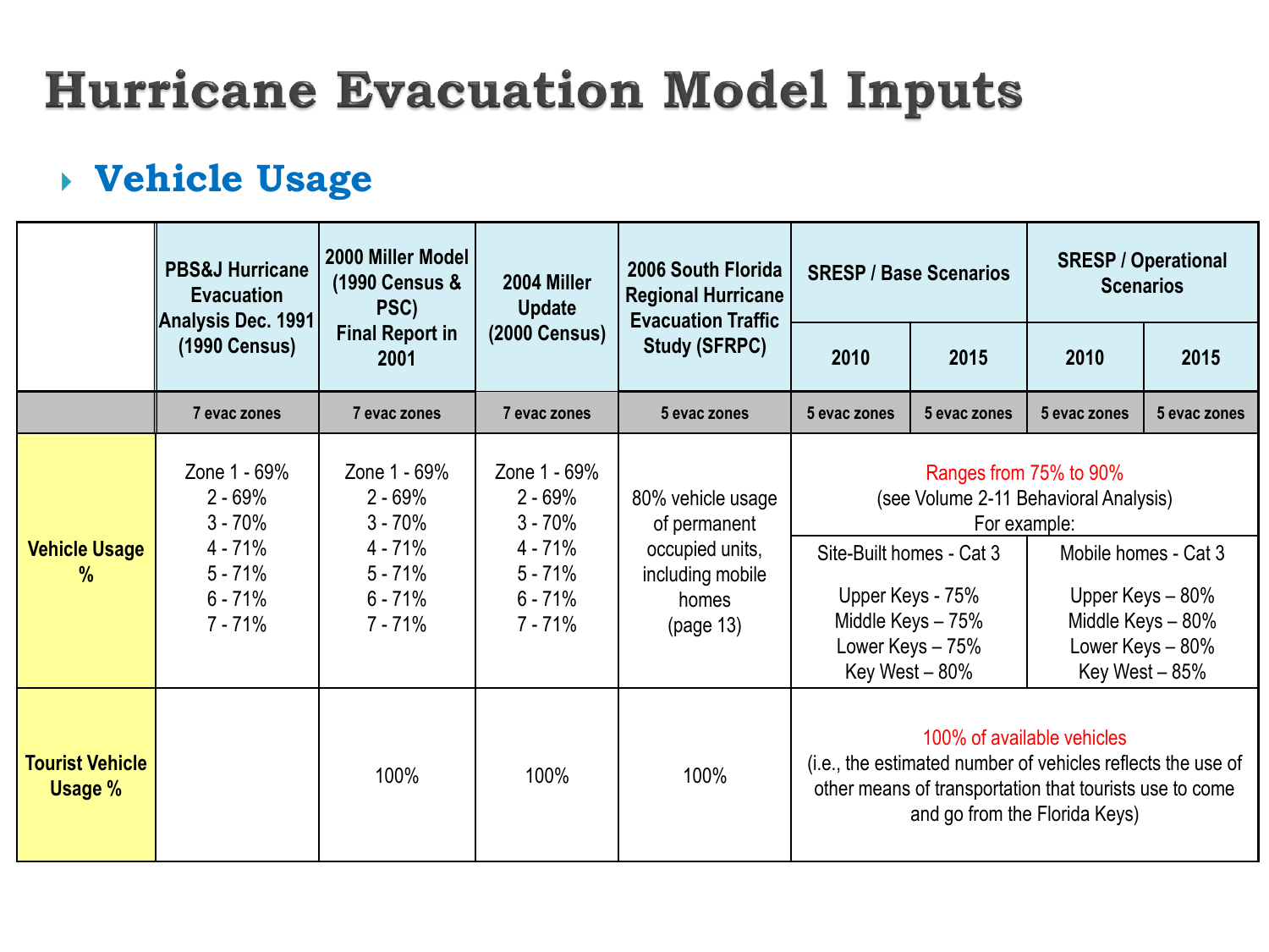# Hurricane Evacuation Model Inputs

## Vehicle Usage

| | PBS&J Hurricane Evacuation Analysis Dec. 1991 (1990 Census) | 2000 Miller Model (1990 Census & PSC) Final Report in 2001 | 2004 Miller Update (2000 Census) | 2006 South Florida Regional Hurricane Evacuation Traffic Study (SFRPC) | SRESP / Base Scenarios | | SRESP / Operational Scenarios | |
|---|---|---|---|---|---|---|---|---|
| | | | | | 2010 | 2015 | 2010 | 2015 |
| | 7 evac zones | 7 evac zones | 7 evac zones | 5 evac zones | 5 evac zones | 5 evac zones | 5 evac zones | 5 evac zones |
| **Vehicle Usage %** | Zone 1 - 69%<br>2 - 69%<br>3 - 70%<br>4 - 71%<br>5 - 71%<br>6 - 71%<br>7 - 71% | Zone 1 - 69%<br>2 - 69%<br>3 - 70%<br>4 - 71%<br>5 - 71%<br>6 - 71%<br>7 - 71% | Zone 1 - 69%<br>2 - 69%<br>3 - 70%<br>4 - 71%<br>5 - 71%<br>6 - 71%<br>7 - 71% | 80% vehicle usage of permanent occupied units, including mobile homes (page 13) | Ranges from 75% to 90% (see Volume 2-11 Behavioral Analysis) For example:<br>Site-Built homes - Cat 3<br>Upper Keys - 75%<br>Middle Keys – 75%<br>Lower Keys – 75%<br>Key West – 80% | | Mobile homes - Cat 3<br>Upper Keys – 80%<br>Middle Keys – 80%<br>Lower Keys – 80%<br>Key West – 85% | |
| **Tourist Vehicle Usage %** | | 100% | 100% | 100% | 100% of available vehicles (i.e., the estimated number of vehicles reflects the use of other means of transportation that tourists use to come and go from the Florida Keys) | | | |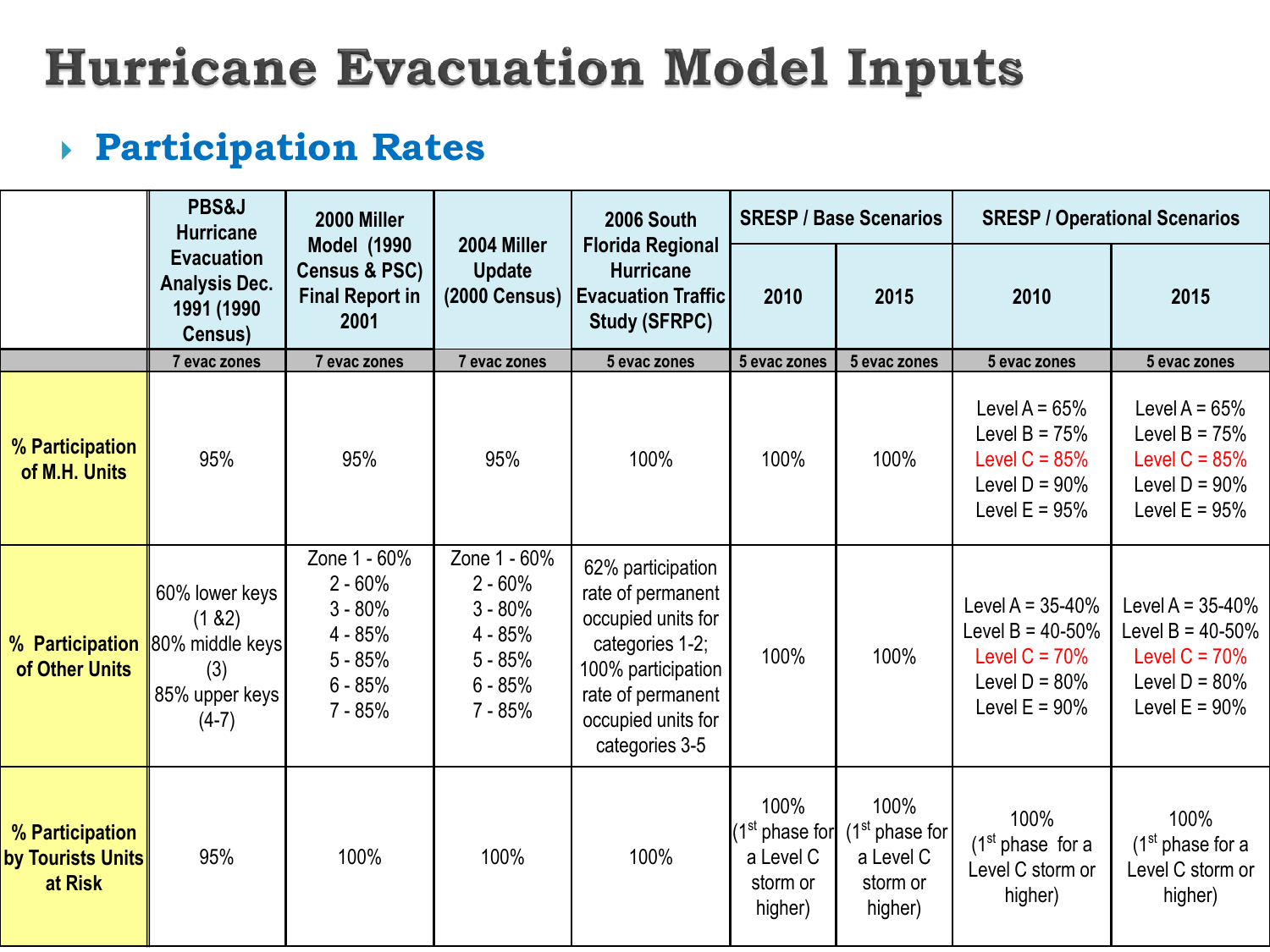# Hurricane Evacuation Model Inputs

## Participation Rates

| | PBS&J Hurricane Evacuation Analysis Dec. 1991 (1990 Census) | 2000 Miller Model (1990 Census & PSC) Final Report in 2001 | 2004 Miller Update (2000 Census) | 2006 South Florida Regional Hurricane Evacuation Traffic Study (SFRPC) | SRESP / Base Scenarios | | SRESP / Operational Scenarios | |
|---|---|---|---|---|---|---|---|---|
| | | | | | 2010 | 2015 | 2010 | 2015 |
| | 7 evac zones | 7 evac zones | 7 evac zones | 5 evac zones | 5 evac zones | 5 evac zones | 5 evac zones | 5 evac zones |
| % Participation of M.H. Units | 95% | 95% | 95% | 100% | 100% | 100% | Level A = 65%<br>Level B = 75%<br>Level C = 85%<br>Level D = 90%<br>Level E = 95% | Level A = 65%<br>Level B = 75%<br>Level C = 85%<br>Level D = 90%<br>Level E = 95% |
| % Participation of Other Units | 60% lower keys (1 &2)<br>80% middle keys (3)<br>85% upper keys (4-7) | Zone 1 - 60%<br>2 - 60%<br>3 - 80%<br>4 - 85%<br>5 - 85%<br>6 - 85%<br>7 - 85% | Zone 1 - 60%<br>2 - 60%<br>3 - 80%<br>4 - 85%<br>5 - 85%<br>6 - 85%<br>7 - 85% | 62% participation rate of permanent occupied units for categories 1-2; 100% participation rate of permanent occupied units for categories 3-5 | 100% | 100% | Level A = 35-40%<br>Level B = 40-50%<br>Level C = 70%<br>Level D = 80%<br>Level E = 90% | Level A = 35-40%<br>Level B = 40-50%<br>Level C = 70%<br>Level D = 80%<br>Level E = 90% |
| % Participation by Tourists Units at Risk | 95% | 100% | 100% | 100% | 100% (1st phase for a Level C storm or higher) | 100% (1st phase for a Level C storm or higher) | 100% (1st phase for a Level C storm or higher) | 100% (1st phase for a Level C storm or higher) |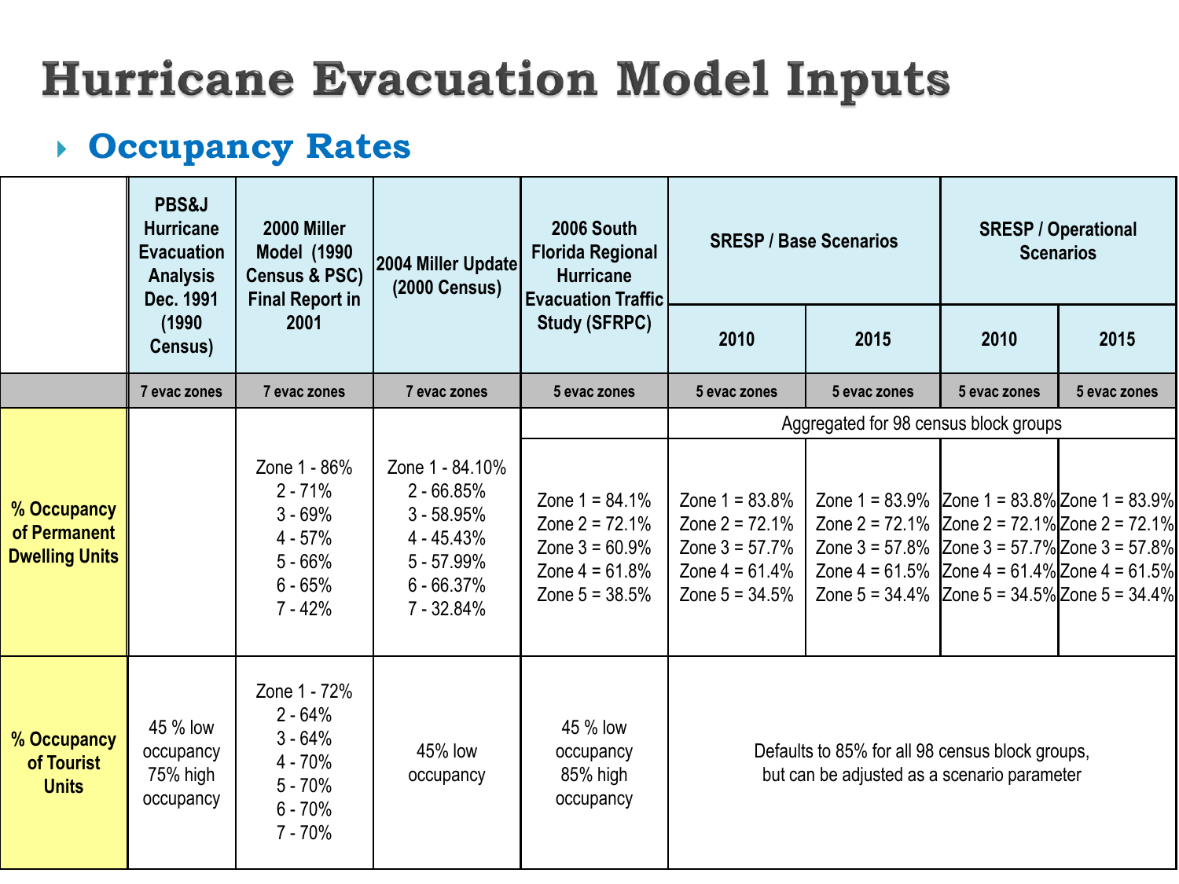# Hurricane Evacuation Model Inputs

## Occupancy Rates

| | PBS&J Hurricane Evacuation Analysis Dec. 1991 (1990 Census) | 2000 Miller Model (1990 Census & PSC) Final Report in 2001 | 2004 Miller Update (2000 Census) | 2006 South Florida Regional Hurricane Evacuation Traffic Study (SFRPC) | SRESP / Base Scenarios | | SRESP / Operational Scenarios | |
|---|---|---|---|---|---|---|---|---|
| | | | | | 2010 | 2015 | 2010 | 2015 |
| | 7 evac zones | 7 evac zones | 7 evac zones | 5 evac zones | 5 evac zones | 5 evac zones | 5 evac zones | 5 evac zones |
| | | | | | Aggregated for 98 census block groups | | | |
| **% Occupancy of Permanent Dwelling Units** | | Zone 1 - 86%<br>2 - 71%<br>3 - 69%<br>4 - 57%<br>5 - 66%<br>6 - 65%<br>7 - 42% | Zone 1 - 84.10%<br>2 - 66.85%<br>3 - 58.95%<br>4 - 45.43%<br>5 - 57.99%<br>6 - 66.37%<br>7 - 32.84% | Zone 1 = 84.1%<br>Zone 2 = 72.1%<br>Zone 3 = 60.9%<br>Zone 4 = 61.8%<br>Zone 5 = 38.5% | Zone 1 = 83.8%<br>Zone 2 = 72.1%<br>Zone 3 = 57.7%<br>Zone 4 = 61.4%<br>Zone 5 = 34.5% | Zone 1 = 83.9%<br>Zone 2 = 72.1%<br>Zone 3 = 57.8%<br>Zone 4 = 61.5%<br>Zone 5 = 34.4% | Zone 1 = 83.8%<br>Zone 2 = 72.1%<br>Zone 3 = 57.7%<br>Zone 4 = 61.4%<br>Zone 5 = 34.5% | Zone 1 = 83.9%<br>Zone 2 = 72.1%<br>Zone 3 = 57.8%<br>Zone 4 = 61.5%<br>Zone 5 = 34.4% |
| **% Occupancy of Tourist Units** | 45 % low occupancy<br>75% high occupancy | Zone 1 - 72%<br>2 - 64%<br>3 - 64%<br>4 - 70%<br>5 - 70%<br>6 - 70%<br>7 - 70% | 45% low occupancy | 45 % low occupancy<br>85% high occupancy | Defaults to 85% for all 98 census block groups, but can be adjusted as a scenario parameter | | | |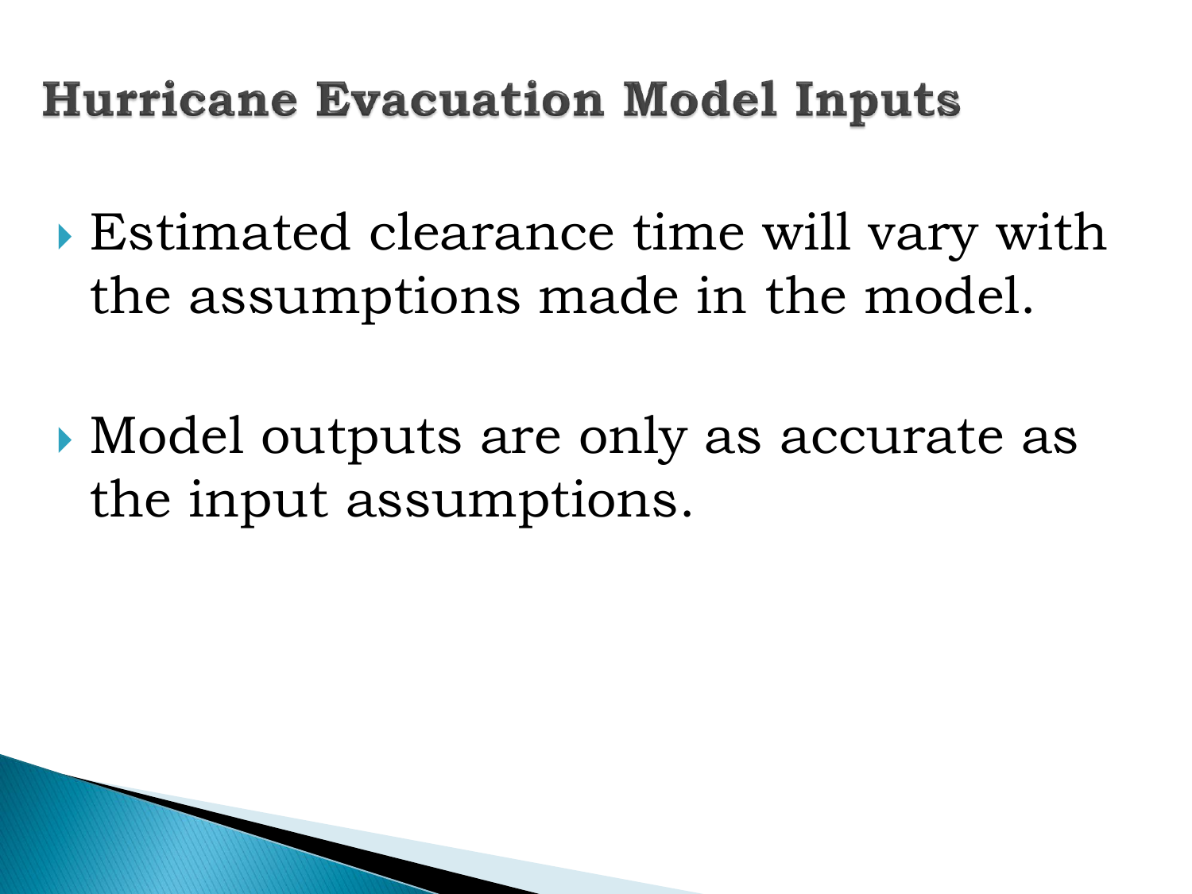# Hurricane Evacuation Model Inputs

- Estimated clearance time will vary with the assumptions made in the model.

- Model outputs are only as accurate as the input assumptions.